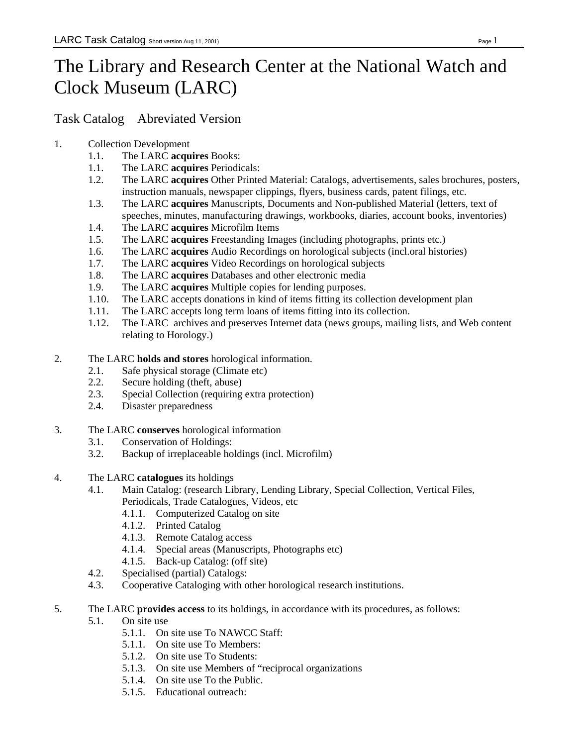# The Library and Research Center at the National Watch and Clock Museum (LARC)

## Task Catalog Abreviated Version

1. Collection Development
   - 1.1. The LARC **acquires** Books:
   - 1.1. The LARC **acquires** Periodicals:
   - 1.2. The LARC **acquires** Other Printed Material: Catalogs, advertisements, sales brochures, posters, instruction manuals, newspaper clippings, flyers, business cards, patent filings, etc.
   - 1.3. The LARC **acquires** Manuscripts, Documents and Non-published Material (letters, text of speeches, minutes, manufacturing drawings, workbooks, diaries, account books, inventories)
   - 1.4. The LARC **acquires** Microfilm Items
   - 1.5. The LARC **acquires** Freestanding Images (including photographs, prints etc.)
   - 1.6. The LARC **acquires** Audio Recordings on horological subjects (incl.oral histories)
   - 1.7. The LARC **acquires** Video Recordings on horological subjects
   - 1.8. The LARC **acquires** Databases and other electronic media
   - 1.9. The LARC **acquires** Multiple copies for lending purposes.
   - 1.10. The LARC accepts donations in kind of items fitting its collection development plan
   - 1.11. The LARC accepts long term loans of items fitting into its collection.
   - 1.12. The LARC archives and preserves Internet data (news groups, mailing lists, and Web content relating to Horology.)

2. The LARC **holds and stores** horological information.
   - 2.1. Safe physical storage (Climate etc)
   - 2.2. Secure holding (theft, abuse)
   - 2.3. Special Collection (requiring extra protection)
   - 2.4. Disaster preparedness

3. The LARC **conserves** horological information
   - 3.1. Conservation of Holdings:
   - 3.2. Backup of irreplaceable holdings (incl. Microfilm)

4. The LARC **catalogues** its holdings
   - 4.1. Main Catalog: (research Library, Lending Library, Special Collection, Vertical Files, Periodicals, Trade Catalogues, Videos, etc
     - 4.1.1. Computerized Catalog on site
     - 4.1.2. Printed Catalog
     - 4.1.3. Remote Catalog access
     - 4.1.4. Special areas (Manuscripts, Photographs etc)
     - 4.1.5. Back-up Catalog: (off site)
   - 4.2. Specialised (partial) Catalogs:
   - 4.3. Cooperative Cataloging with other horological research institutions.

5. The LARC **provides access** to its holdings, in accordance with its procedures, as follows:
   - 5.1. On site use
     - 5.1.1. On site use To NAWCC Staff:
     - 5.1.1. On site use To Members:
     - 5.1.2. On site use To Students:
     - 5.1.3. On site use Members of "reciprocal organizations
     - 5.1.4. On site use To the Public.
     - 5.1.5. Educational outreach: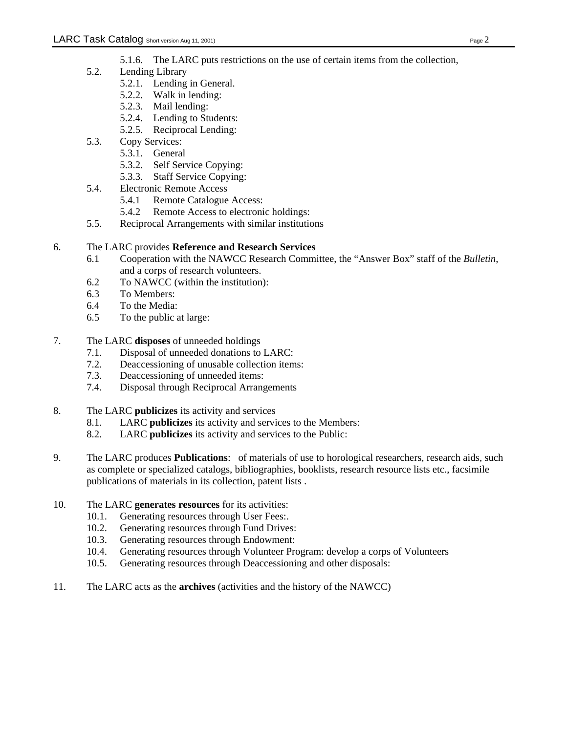- 5.1.6. The LARC puts restrictions on the use of certain items from the collection,
- 5.2. Lending Library
  - 5.2.1. Lending in General.
  - 5.2.2. Walk in lending:
  - 5.2.3. Mail lending:
  - 5.2.4. Lending to Students:
  - 5.2.5. Reciprocal Lending:
- 5.3. Copy Services:
  - 5.3.1. General
  - 5.3.2. Self Service Copying:
  - 5.3.3. Staff Service Copying:
- 5.4. Electronic Remote Access
  - 5.4.1 Remote Catalogue Access:
  - 5.4.2 Remote Access to electronic holdings:
- 5.5. Reciprocal Arrangements with similar institutions

6. The LARC provides **Reference and Research Services**
   - 6.1 Cooperation with the NAWCC Research Committee, the "Answer Box" staff of the *Bulletin*, and a corps of research volunteers.
   - 6.2 To NAWCC (within the institution):
   - 6.3 To Members:
   - 6.4 To the Media:
   - 6.5 To the public at large:

7. The LARC **disposes** of unneeded holdings
   - 7.1. Disposal of unneeded donations to LARC:
   - 7.2. Deaccessioning of unusable collection items:
   - 7.3. Deaccessioning of unneeded items:
   - 7.4. Disposal through Reciprocal Arrangements

8. The LARC **publicizes** its activity and services
   - 8.1. LARC **publicizes** its activity and services to the Members:
   - 8.2. LARC **publicizes** its activity and services to the Public:

9. The LARC produces **Publications**: of materials of use to horological researchers, research aids, such as complete or specialized catalogs, bibliographies, booklists, research resource lists etc., facsimile publications of materials in its collection, patent lists .

10. The LARC **generates resources** for its activities:
    - 10.1. Generating resources through User Fees:.
    - 10.2. Generating resources through Fund Drives:
    - 10.3. Generating resources through Endowment:
    - 10.4. Generating resources through Volunteer Program: develop a corps of Volunteers
    - 10.5. Generating resources through Deaccessioning and other disposals:

11. The LARC acts as the **archives** (activities and the history of the NAWCC)